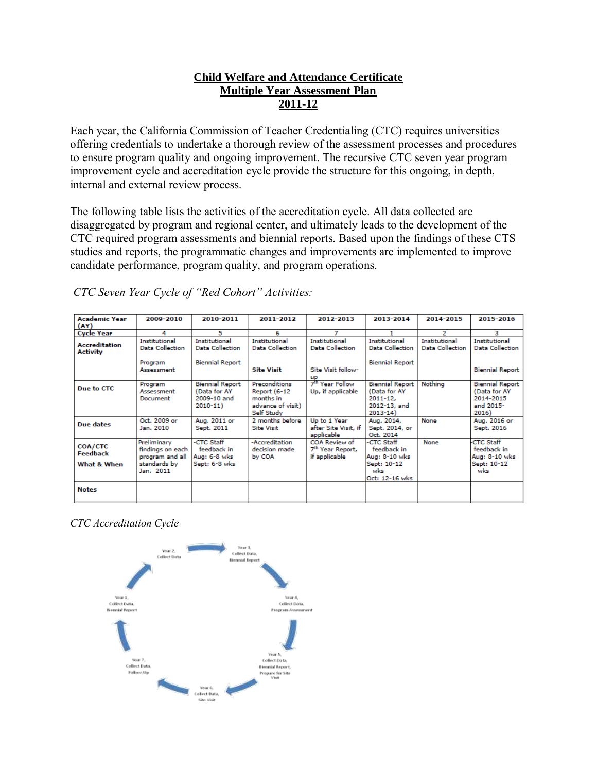# Child Welfare and Attendance Certificate
# Multiple Year Assessment Plan
# 2011-12

Each year, the California Commission of Teacher Credentialing (CTC) requires universities offering credentials to undertake a thorough review of the assessment processes and procedures to ensure program quality and ongoing improvement. The recursive CTC seven year program improvement cycle and accreditation cycle provide the structure for this ongoing, in depth, internal and external review process.

The following table lists the activities of the accreditation cycle. All data collected are disaggregated by program and regional center, and ultimately leads to the development of the CTC required program assessments and biennial reports. Based upon the findings of these CTS studies and reports, the programmatic changes and improvements are implemented to improve candidate performance, program quality, and program operations.

*CTC Seven Year Cycle of "Red Cohort" Activities:*

| Academic Year (AY) | 2009-2010 | 2010-2011 | 2011-2012 | 2012-2013 | 2013-2014 | 2014-2015 | 2015-2016 |
|---|---|---|---|---|---|---|---|
| Cycle Year | 4 | 5 | 6 | 7 | 1 | 2 | 3 |
| Accreditation Activity | Institutional Data Collection<br><br>Program Assessment | Institutional Data Collection<br><br>Biennial Report | Institutional Data Collection<br><br>**Site Visit** | Institutional Data Collection<br><br>Site Visit follow-up | Institutional Data Collection<br><br>Biennial Report | Institutional Data Collection | Institutional Data Collection<br><br>Biennial Report |
| Due to CTC | Program Assessment Document | Biennial Report (Data for AY 2009-10 and 2010-11) | Preconditions Report (6-12 months in advance of visit) Self Study | 7th Year Follow Up, if applicable | Biennial Report (Data for AY 2011-12, 2012-13, and 2013-14) | Nothing | Biennial Report (Data for AY 2014-2015 and 2015-2016) |
| Due dates | Oct. 2009 or Jan. 2010 | Aug. 2011 or Sept. 2011 | 2 months before Site Visit | Up to 1 Year after Site Visit, if applicable | Aug. 2014, Sept. 2014, or Oct. 2014 | None | Aug. 2016 or Sept. 2016 |
| COA/CTC Feedback<br>What & When | Preliminary findings on each program and all standards by Jan. 2011 | -CTC Staff feedback in Aug: 6-8 wks Sept: 6-8 wks | -Accreditation decision made by COA | COA Review of 7th Year Report, if applicable | -CTC Staff feedback in Aug: 8-10 wks Sept: 10-12 wks Oct: 12-16 wks | None | -CTC Staff feedback in Aug: 8-10 wks Sept: 10-12 wks |
| Notes | | | | | | | |

*CTC Accreditation Cycle*

Year 1, Collect Data, Biennial Report

Year 2, Collect Data

Year 3, Collect Data, Biennial Report

Year 4, Collect Data, Program Assessment

Year 5, Collect Data, Biennial Report, Prepare for Site Visit

Year 6, Collect Data, Site Visit

Year 7, Collect Data, Follow-Up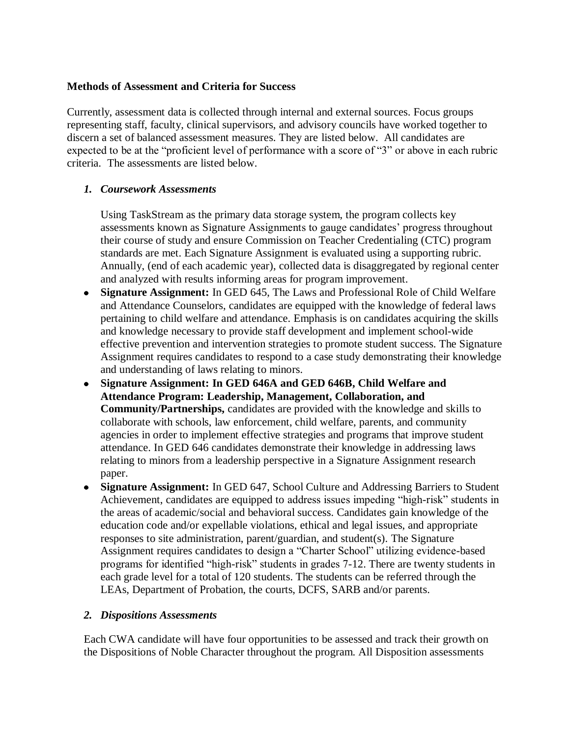**Methods of Assessment and Criteria for Success**

Currently, assessment data is collected through internal and external sources. Focus groups representing staff, faculty, clinical supervisors, and advisory councils have worked together to discern a set of balanced assessment measures. They are listed below. All candidates are expected to be at the "proficient level of performance with a score of "3" or above in each rubric criteria. The assessments are listed below.

***1. Coursework Assessments***

Using TaskStream as the primary data storage system, the program collects key assessments known as Signature Assignments to gauge candidates' progress throughout their course of study and ensure Commission on Teacher Credentialing (CTC) program standards are met. Each Signature Assignment is evaluated using a supporting rubric. Annually, (end of each academic year), collected data is disaggregated by regional center and analyzed with results informing areas for program improvement.

- **Signature Assignment:** In GED 645, The Laws and Professional Role of Child Welfare and Attendance Counselors, candidates are equipped with the knowledge of federal laws pertaining to child welfare and attendance. Emphasis is on candidates acquiring the skills and knowledge necessary to provide staff development and implement school-wide effective prevention and intervention strategies to promote student success. The Signature Assignment requires candidates to respond to a case study demonstrating their knowledge and understanding of laws relating to minors.
- **Signature Assignment: In GED 646A and GED 646B, Child Welfare and Attendance Program: Leadership, Management, Collaboration, and Community/Partnerships,** candidates are provided with the knowledge and skills to collaborate with schools, law enforcement, child welfare, parents, and community agencies in order to implement effective strategies and programs that improve student attendance. In GED 646 candidates demonstrate their knowledge in addressing laws relating to minors from a leadership perspective in a Signature Assignment research paper.
- **Signature Assignment:** In GED 647, School Culture and Addressing Barriers to Student Achievement, candidates are equipped to address issues impeding "high-risk" students in the areas of academic/social and behavioral success. Candidates gain knowledge of the education code and/or expellable violations, ethical and legal issues, and appropriate responses to site administration, parent/guardian, and student(s). The Signature Assignment requires candidates to design a "Charter School" utilizing evidence-based programs for identified "high-risk" students in grades 7-12. There are twenty students in each grade level for a total of 120 students. The students can be referred through the LEAs, Department of Probation, the courts, DCFS, SARB and/or parents.

***2. Dispositions Assessments***

Each CWA candidate will have four opportunities to be assessed and track their growth on the Dispositions of Noble Character throughout the program. All Disposition assessments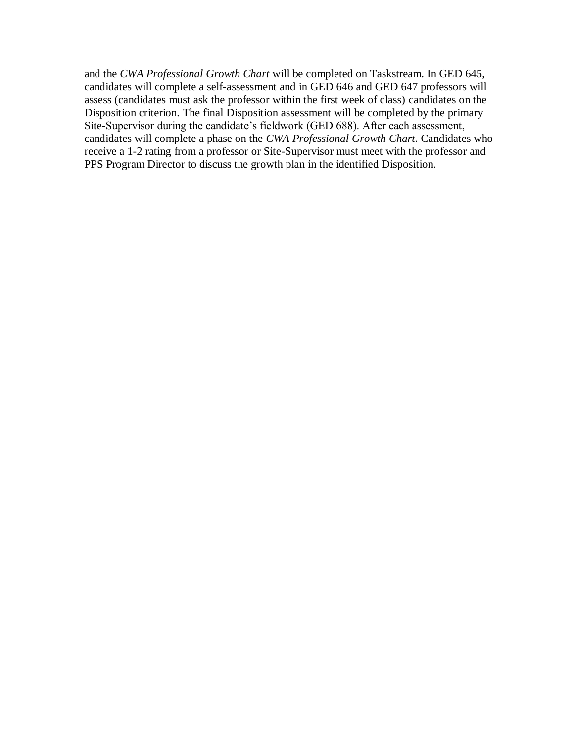and the *CWA Professional Growth Chart* will be completed on Taskstream. In GED 645, candidates will complete a self-assessment and in GED 646 and GED 647 professors will assess (candidates must ask the professor within the first week of class) candidates on the Disposition criterion. The final Disposition assessment will be completed by the primary Site-Supervisor during the candidate's fieldwork (GED 688). After each assessment, candidates will complete a phase on the *CWA Professional Growth Chart*. Candidates who receive a 1-2 rating from a professor or Site-Supervisor must meet with the professor and PPS Program Director to discuss the growth plan in the identified Disposition.